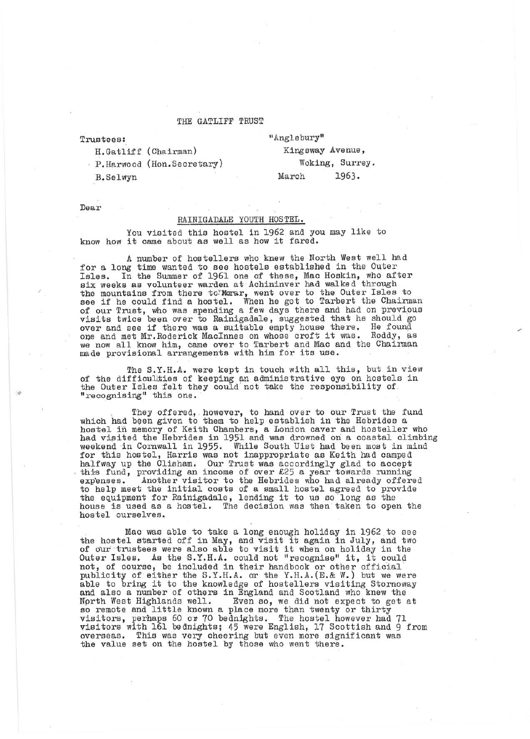# THE GATLIFF TRUST

Trustees:

H.Gatliff (Chairman)
P.Harwood (Hon.Secretary)
B.Selwyn

"Anglebury"
Kingsway Avenue,
Woking, Surrey.
March 1963.

Dear

## RAINIGADALE YOUTH HOSTEL.

You visited this hostel in 1962 and you may like to know how it came about as well as how it fared.

A number of hostellers who knew the North West well had for a long time wanted to see hostels established in the Outer Isles. In the Summer of 1961 one of these, Mac Hoskin, who after six weeks as volunteer warden at Achininver had walked through the mountains from there to Morar, went over to the Outer Isles to see if he could find a hostel. When he got to Tarbert the Chairman of our Trust, who was spending a few days there and had on previous visits twice been over to Rainigadale, suggested that he should go over and see if there was a suitable empty house there. He found one and met Mr.Roderick MacInnes on whose croft it was. Roddy, as we now all know him, came over to Tarbert and Mac and the Chairman made provisional arrangements with him for its use.

The S.Y.H.A. were kept in touch with all this, but in view of the difficulties of keeping an administrative eye on hostels in the Outer Isles felt they could not take the responsibility of "recognising" this one.

They offered, however, to hand over to our Trust the fund which had been given to them to help establish in the Hebrides a hostel in memory of Keith Chambers, a London caver and hosteller who had visited the Hebrides in 1951 and was drowned on a coastal climbing weekend in Cornwall in 1955. While South Uist had been most in mind for this hostel, Harris was not inappropriate as Keith had camped halfway up the Clisham. Our Trust was accordingly glad to accept this fund, providing an income of over £25 a year towards running expenses. Another visitor to the Hebrides who had already offered to help meet the initial costs of a small hostel agreed to provide the equipment for Rainigadale, lending it to us so long as the house is used as a hostel. The decision was then taken to open the hostel ourselves.

Mac was able to take a long enough holiday in 1962 to see the hostel started off in May, and visit it again in July, and two of our trustees were also able to visit it when on holiday in the Outer Isles. As the S.Y.H.A. could not "recognise" it, it could not, of course, be included in their handbook or other official publicity of either the S.Y.H.A. or the Y.H.A.(E.& W.) but we were able to bring it to the knowledge of hostellers visiting Stornoway and also a number of others in England and Scotland who knew the North West Highlands well. Even so, we did not expect to get at so remote and little known a place more than twenty or thirty visitors, perhaps 60 or 70 bednights. The hostel however had 71 visitors with 161 bednights; 45 were English, 17 Scottish and 9 from overseas. This was very cheering but even more significant was the value set on the hostel by those who went there.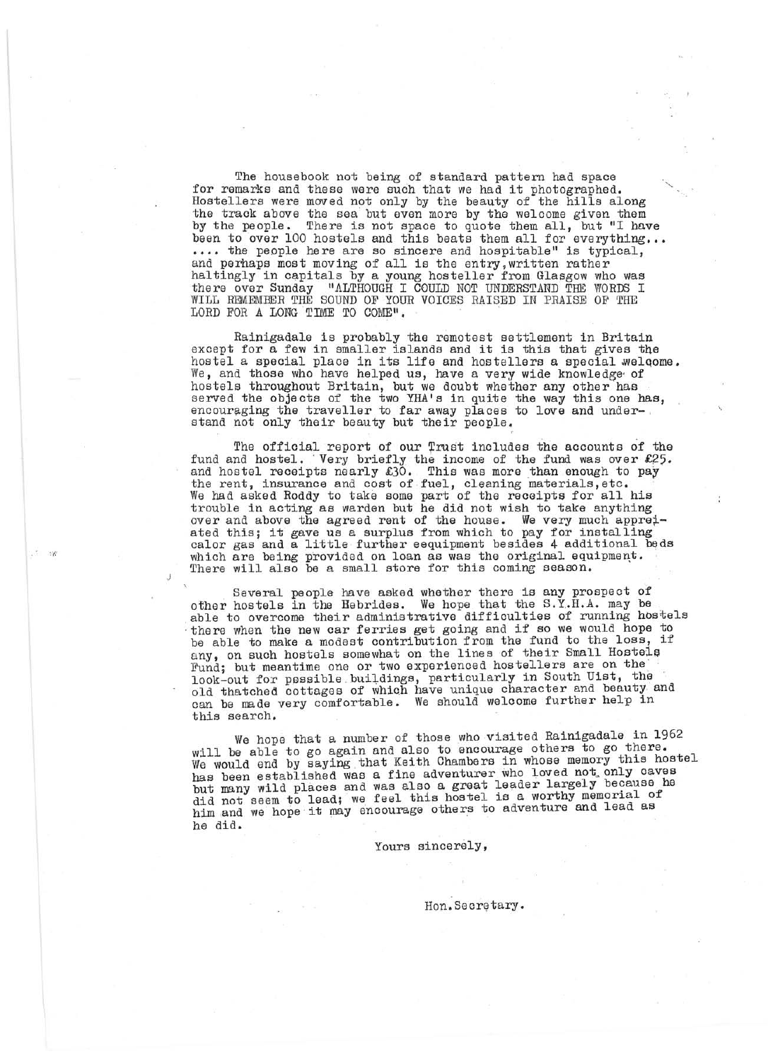The housebook not being of standard pattern had space for remarks and these were such that we had it photographed. Hostellers were moved not only by the beauty of the hills along the track above the sea but even more by the welcome given them by the people. There is not space to quote them all, but "I have been to over 100 hostels and this beats them all for everything... .... the people here are so sincere and hospitable" is typical, and perhaps most moving of all is the entry, written rather haltingly in capitals by a young hosteller from Glasgow who was there over Sunday "ALTHOUGH I COULD NOT UNDERSTAND THE WORDS I WILL REMEMBER THE SOUND OF YOUR VOICES RAISED IN PRAISE OF THE LORD FOR A LONG TIME TO COME".

Rainigadale is probably the remotest settlement in Britain except for a few in smaller islands and it is this that gives the hostel a special place in its life and hostellers a special welcome. We, and those who have helped us, have a very wide knowledge of hostels throughout Britain, but we doubt whether any other has served the objects of the two YHA's in quite the way this one has, encouraging the traveller to far away places to love and understand not only their beauty but their people.

The official report of our Trust includes the accounts of the fund and hostel. Very briefly the income of the fund was over £25. and hostel receipts nearly £30. This was more than enough to pay the rent, insurance and cost of fuel, cleaning materials, etc. We had asked Roddy to take some part of the receipts for all his trouble in acting as warden but he did not wish to take anything over and above the agreed rent of the house. We very much appreciated this; it gave us a surplus from which to pay for installing calor gas and a little further eequipment besides 4 additional beds which are being provided on loan as was the original equipment. There will also be a small store for this coming season.

Several people have asked whether there is any prospect of other hostels in the Hebrides. We hope that the S.Y.H.A. may be able to overcome their administrative difficulties of running hostels there when the new car ferries get going and if so we would hope to be able to make a modest contribution from the fund to the loss, if any, on such hostels somewhat on the lines of their Small Hostels Fund; but meantime one or two experienced hostellers are on the look-out for possible buildings, particularly in South Uist, the old thatched cottages of which have unique character and beauty and can be made very comfortable. We should welcome further help in this search.

We hope that a number of those who visited Rainigadale in 1962 will be able to go again and also to encourage others to go there. We would end by saying that Keith Chambers in whose memory this hostel has been established was a fine adventurer who loved not only caves but many wild places and was also a great leader largely because he did not seem to lead; we feel this hostel is a worthy memorial of him and we hope it may encourage others to adventure and lead as he did.

Yours sincerely,

Hon. Secretary.